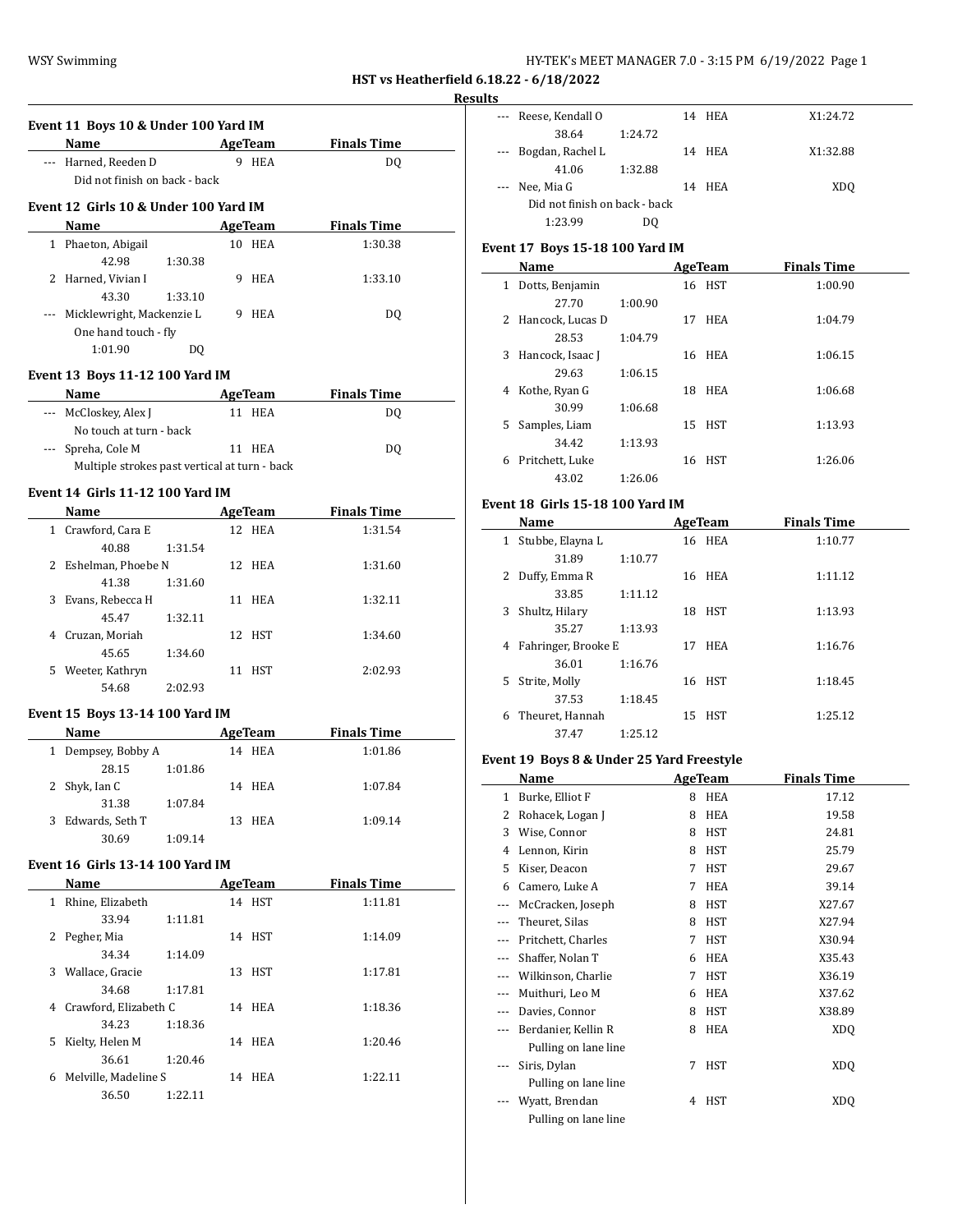**HST vs Heatherfield 6.18.22 - 6/18/2022**

**Results**

### Event 11 Boys 10 & Under 100 Yard IM

| | Name | Age | Team | Finals Time |
|---|---|---|---|---|
| --- | Harned, Reeden D | 9 | HEA | DQ |
| | Did not finish on back - back | | | |

### Event 12 Girls 10 & Under 100 Yard IM

| | Name | Age | Team | Finals Time |
|---|---|---|---|---|
| 1 | Phaeton, Abigail | 10 | HEA | 1:30.38 |
| | 42.98 1:30.38 | | | |
| 2 | Harned, Vivian I | 9 | HEA | 1:33.10 |
| | 43.30 1:33.10 | | | |
| --- | Micklewright, Mackenzie L | 9 | HEA | DQ |
| | One hand touch - fly | | | |
| | 1:01.90 DQ | | | |

### Event 13 Boys 11-12 100 Yard IM

| | Name | Age | Team | Finals Time |
|---|---|---|---|---|
| --- | McCloskey, Alex J | 11 | HEA | DQ |
| | No touch at turn - back | | | |
| --- | Spreha, Cole M | 11 | HEA | DQ |
| | Multiple strokes past vertical at turn - back | | | |

### Event 14 Girls 11-12 100 Yard IM

| | Name | Age | Team | Finals Time |
|---|---|---|---|---|
| 1 | Crawford, Cara E | 12 | HEA | 1:31.54 |
| | 40.88 1:31.54 | | | |
| 2 | Eshelman, Phoebe N | 12 | HEA | 1:31.60 |
| | 41.38 1:31.60 | | | |
| 3 | Evans, Rebecca H | 11 | HEA | 1:32.11 |
| | 45.47 1:32.11 | | | |
| 4 | Cruzan, Moriah | 12 | HST | 1:34.60 |
| | 45.65 1:34.60 | | | |
| 5 | Weeter, Kathryn | 11 | HST | 2:02.93 |
| | 54.68 2:02.93 | | | |

### Event 15 Boys 13-14 100 Yard IM

| | Name | Age | Team | Finals Time |
|---|---|---|---|---|
| 1 | Dempsey, Bobby A | 14 | HEA | 1:01.86 |
| | 28.15 1:01.86 | | | |
| 2 | Shyk, Ian C | 14 | HEA | 1:07.84 |
| | 31.38 1:07.84 | | | |
| 3 | Edwards, Seth T | 13 | HEA | 1:09.14 |
| | 30.69 1:09.14 | | | |

### Event 16 Girls 13-14 100 Yard IM

| | Name | Age | Team | Finals Time |
|---|---|---|---|---|
| 1 | Rhine, Elizabeth | 14 | HST | 1:11.81 |
| | 33.94 1:11.81 | | | |
| 2 | Pegher, Mia | 14 | HST | 1:14.09 |
| | 34.34 1:14.09 | | | |
| 3 | Wallace, Gracie | 13 | HST | 1:17.81 |
| | 34.68 1:17.81 | | | |
| 4 | Crawford, Elizabeth C | 14 | HEA | 1:18.36 |
| | 34.23 1:18.36 | | | |
| 5 | Kielty, Helen M | 14 | HEA | 1:20.46 |
| | 36.61 1:20.46 | | | |
| 6 | Melville, Madeline S | 14 | HEA | 1:22.11 |
| | 36.50 1:22.11 | | | |
| --- | Reese, Kendall O | 14 | HEA | X1:24.72 |
| | 38.64 1:24.72 | | | |
| --- | Bogdan, Rachel L | 14 | HEA | X1:32.88 |
| | 41.06 1:32.88 | | | |
| --- | Nee, Mia G | 14 | HEA | XDQ |
| | Did not finish on back - back | | | |
| | 1:23.99 DQ | | | |

### Event 17 Boys 15-18 100 Yard IM

| | Name | Age | Team | Finals Time |
|---|---|---|---|---|
| 1 | Dotts, Benjamin | 16 | HST | 1:00.90 |
| | 27.70 1:00.90 | | | |
| 2 | Hancock, Lucas D | 17 | HEA | 1:04.79 |
| | 28.53 1:04.79 | | | |
| 3 | Hancock, Isaac J | 16 | HEA | 1:06.15 |
| | 29.63 1:06.15 | | | |
| 4 | Kothe, Ryan G | 18 | HEA | 1:06.68 |
| | 30.99 1:06.68 | | | |
| 5 | Samples, Liam | 15 | HST | 1:13.93 |
| | 34.42 1:13.93 | | | |
| 6 | Pritchett, Luke | 16 | HST | 1:26.06 |
| | 43.02 1:26.06 | | | |

### Event 18 Girls 15-18 100 Yard IM

| | Name | Age | Team | Finals Time |
|---|---|---|---|---|
| 1 | Stubbe, Elayna L | 16 | HEA | 1:10.77 |
| | 31.89 1:10.77 | | | |
| 2 | Duffy, Emma R | 16 | HEA | 1:11.12 |
| | 33.85 1:11.12 | | | |
| 3 | Shultz, Hilary | 18 | HST | 1:13.93 |
| | 35.27 1:13.93 | | | |
| 4 | Fahringer, Brooke E | 17 | HEA | 1:16.76 |
| | 36.01 1:16.76 | | | |
| 5 | Strite, Molly | 16 | HST | 1:18.45 |
| | 37.53 1:18.45 | | | |
| 6 | Theuret, Hannah | 15 | HST | 1:25.12 |
| | 37.47 1:25.12 | | | |

### Event 19 Boys 8 & Under 25 Yard Freestyle

| | Name | Age | Team | Finals Time |
|---|---|---|---|---|
| 1 | Burke, Elliot F | 8 | HEA | 17.12 |
| 2 | Rohacek, Logan J | 8 | HEA | 19.58 |
| 3 | Wise, Connor | 8 | HST | 24.81 |
| 4 | Lennon, Kirin | 8 | HST | 25.79 |
| 5 | Kiser, Deacon | 7 | HST | 29.67 |
| 6 | Camero, Luke A | 7 | HEA | 39.14 |
| --- | McCracken, Joseph | 8 | HST | X27.67 |
| --- | Theuret, Silas | 8 | HST | X27.94 |
| --- | Pritchett, Charles | 7 | HST | X30.94 |
| --- | Shaffer, Nolan T | 6 | HEA | X35.43 |
| --- | Wilkinson, Charlie | 7 | HST | X36.19 |
| --- | Muithuri, Leo M | 6 | HEA | X37.62 |
| --- | Davies, Connor | 8 | HST | X38.89 |
| --- | Berdanier, Kellin R | 8 | HEA | XDQ |
| | Pulling on lane line | | | |
| --- | Siris, Dylan | 7 | HST | XDQ |
| | Pulling on lane line | | | |
| --- | Wyatt, Brendan | 4 | HST | XDQ |
| | Pulling on lane line | | | |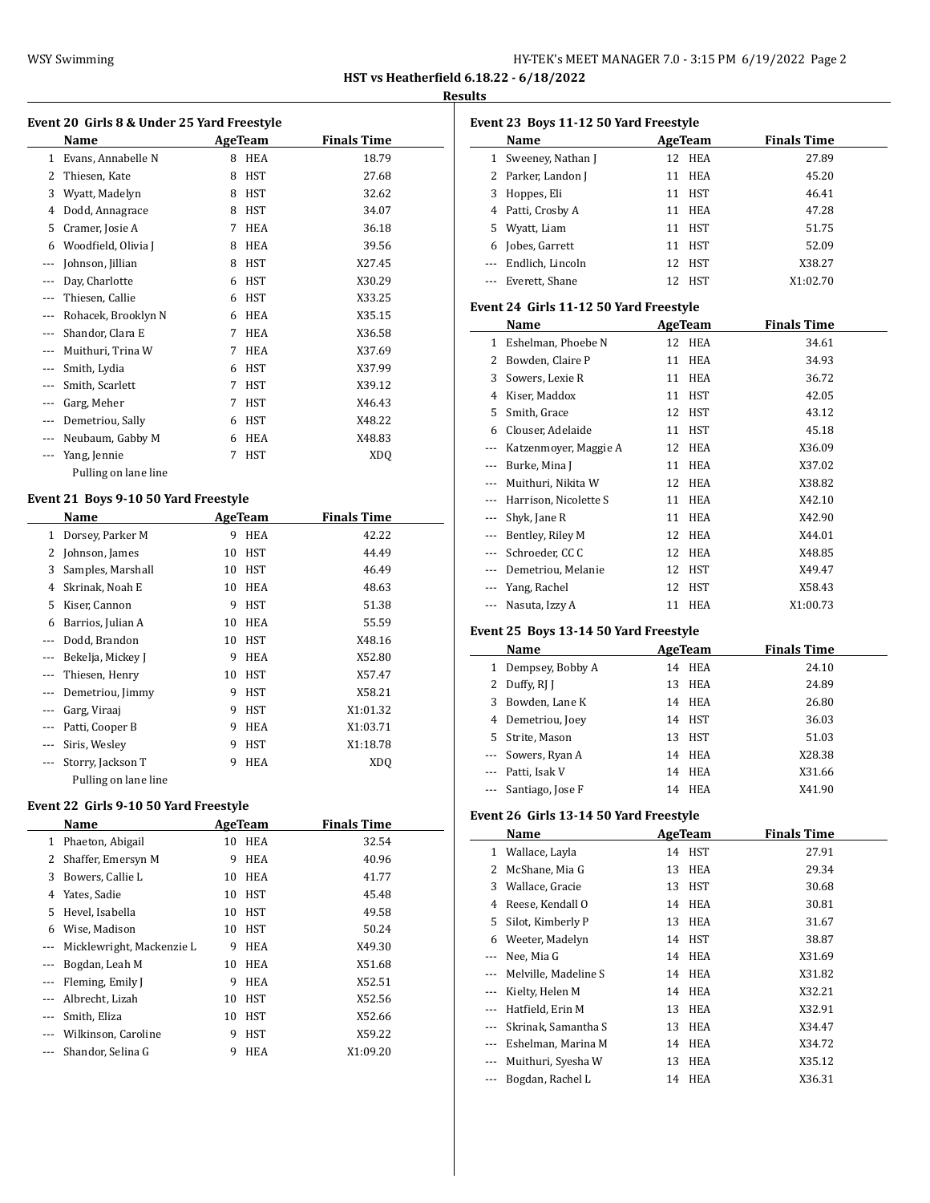## Results

### Event 20 Girls 8 & Under 25 Yard Freestyle

| | Name | Age | Team | Finals Time |
|---|---|---|---|---|
| 1 | Evans, Annabelle N | 8 | HEA | 18.79 |
| 2 | Thiesen, Kate | 8 | HST | 27.68 |
| 3 | Wyatt, Madelyn | 8 | HST | 32.62 |
| 4 | Dodd, Annagrace | 8 | HST | 34.07 |
| 5 | Cramer, Josie A | 7 | HEA | 36.18 |
| 6 | Woodfield, Olivia J | 8 | HEA | 39.56 |
| --- | Johnson, Jillian | 8 | HST | X27.45 |
| --- | Day, Charlotte | 6 | HST | X30.29 |
| --- | Thiesen, Callie | 6 | HST | X33.25 |
| --- | Rohacek, Brooklyn N | 6 | HEA | X35.15 |
| --- | Shandor, Clara E | 7 | HEA | X36.58 |
| --- | Muithuri, Trina W | 7 | HEA | X37.69 |
| --- | Smith, Lydia | 6 | HST | X37.99 |
| --- | Smith, Scarlett | 7 | HST | X39.12 |
| --- | Garg, Meher | 7 | HST | X46.43 |
| --- | Demetriou, Sally | 6 | HST | X48.22 |
| --- | Neubaum, Gabby M | 6 | HEA | X48.83 |
| --- | Yang, Jennie | 7 | HST | XDQ |
| | Pulling on lane line | | | |

### Event 21 Boys 9-10 50 Yard Freestyle

| | Name | Age | Team | Finals Time |
|---|---|---|---|---|
| 1 | Dorsey, Parker M | 9 | HEA | 42.22 |
| 2 | Johnson, James | 10 | HST | 44.49 |
| 3 | Samples, Marshall | 10 | HST | 46.49 |
| 4 | Skrinak, Noah E | 10 | HEA | 48.63 |
| 5 | Kiser, Cannon | 9 | HST | 51.38 |
| 6 | Barrios, Julian A | 10 | HEA | 55.59 |
| --- | Dodd, Brandon | 10 | HST | X48.16 |
| --- | Bekelja, Mickey J | 9 | HEA | X52.80 |
| --- | Thiesen, Henry | 10 | HST | X57.47 |
| --- | Demetriou, Jimmy | 9 | HST | X58.21 |
| --- | Garg, Viraaj | 9 | HST | X1:01.32 |
| --- | Patti, Cooper B | 9 | HEA | X1:03.71 |
| --- | Siris, Wesley | 9 | HST | X1:18.78 |
| --- | Storry, Jackson T | 9 | HEA | XDQ |
| | Pulling on lane line | | | |

### Event 22 Girls 9-10 50 Yard Freestyle

| | Name | Age | Team | Finals Time |
|---|---|---|---|---|
| 1 | Phaeton, Abigail | 10 | HEA | 32.54 |
| 2 | Shaffer, Emersyn M | 9 | HEA | 40.96 |
| 3 | Bowers, Callie L | 10 | HEA | 41.77 |
| 4 | Yates, Sadie | 10 | HST | 45.48 |
| 5 | Hevel, Isabella | 10 | HST | 49.58 |
| 6 | Wise, Madison | 10 | HST | 50.24 |
| --- | Micklewright, Mackenzie L | 9 | HEA | X49.30 |
| --- | Bogdan, Leah M | 10 | HEA | X51.68 |
| --- | Fleming, Emily J | 9 | HEA | X52.51 |
| --- | Albrecht, Lizah | 10 | HST | X52.56 |
| --- | Smith, Eliza | 10 | HST | X52.66 |
| --- | Wilkinson, Caroline | 9 | HST | X59.22 |
| --- | Shandor, Selina G | 9 | HEA | X1:09.20 |

### Event 23 Boys 11-12 50 Yard Freestyle

| | Name | Age | Team | Finals Time |
|---|---|---|---|---|
| 1 | Sweeney, Nathan J | 12 | HEA | 27.89 |
| 2 | Parker, Landon J | 11 | HEA | 45.20 |
| 3 | Hoppes, Eli | 11 | HST | 46.41 |
| 4 | Patti, Crosby A | 11 | HEA | 47.28 |
| 5 | Wyatt, Liam | 11 | HST | 51.75 |
| 6 | Jobes, Garrett | 11 | HST | 52.09 |
| --- | Endlich, Lincoln | 12 | HST | X38.27 |
| --- | Everett, Shane | 12 | HST | X1:02.70 |

### Event 24 Girls 11-12 50 Yard Freestyle

| | Name | Age | Team | Finals Time |
|---|---|---|---|---|
| 1 | Eshelman, Phoebe N | 12 | HEA | 34.61 |
| 2 | Bowden, Claire P | 11 | HEA | 34.93 |
| 3 | Sowers, Lexie R | 11 | HEA | 36.72 |
| 4 | Kiser, Maddox | 11 | HST | 42.05 |
| 5 | Smith, Grace | 12 | HST | 43.12 |
| 6 | Clouser, Adelaide | 11 | HST | 45.18 |
| --- | Katzenmoyer, Maggie A | 12 | HEA | X36.09 |
| --- | Burke, Mina J | 11 | HEA | X37.02 |
| --- | Muithuri, Nikita W | 12 | HEA | X38.82 |
| --- | Harrison, Nicolette S | 11 | HEA | X42.10 |
| --- | Shyk, Jane R | 11 | HEA | X42.90 |
| --- | Bentley, Riley M | 12 | HEA | X44.01 |
| --- | Schroeder, CC C | 12 | HEA | X48.85 |
| --- | Demetriou, Melanie | 12 | HST | X49.47 |
| --- | Yang, Rachel | 12 | HST | X58.43 |
| --- | Nasuta, Izzy A | 11 | HEA | X1:00.73 |

### Event 25 Boys 13-14 50 Yard Freestyle

| | Name | Age | Team | Finals Time |
|---|---|---|---|---|
| 1 | Dempsey, Bobby A | 14 | HEA | 24.10 |
| 2 | Duffy, RJ J | 13 | HEA | 24.89 |
| 3 | Bowden, Lane K | 14 | HEA | 26.80 |
| 4 | Demetriou, Joey | 14 | HST | 36.03 |
| 5 | Strite, Mason | 13 | HST | 51.03 |
| --- | Sowers, Ryan A | 14 | HEA | X28.38 |
| --- | Patti, Isak V | 14 | HEA | X31.66 |
| --- | Santiago, Jose F | 14 | HEA | X41.90 |

### Event 26 Girls 13-14 50 Yard Freestyle

| | Name | Age | Team | Finals Time |
|---|---|---|---|---|
| 1 | Wallace, Layla | 14 | HST | 27.91 |
| 2 | McShane, Mia G | 13 | HEA | 29.34 |
| 3 | Wallace, Gracie | 13 | HST | 30.68 |
| 4 | Reese, Kendall O | 14 | HEA | 30.81 |
| 5 | Silot, Kimberly P | 13 | HEA | 31.67 |
| 6 | Weeter, Madelyn | 14 | HST | 38.87 |
| --- | Nee, Mia G | 14 | HEA | X31.69 |
| --- | Melville, Madeline S | 14 | HEA | X31.82 |
| --- | Kielty, Helen M | 14 | HEA | X32.21 |
| --- | Hatfield, Erin M | 13 | HEA | X32.91 |
| --- | Skrinak, Samantha S | 13 | HEA | X34.47 |
| --- | Eshelman, Marina M | 14 | HEA | X34.72 |
| --- | Muithuri, Syesha W | 13 | HEA | X35.12 |
| --- | Bogdan, Rachel L | 14 | HEA | X36.31 |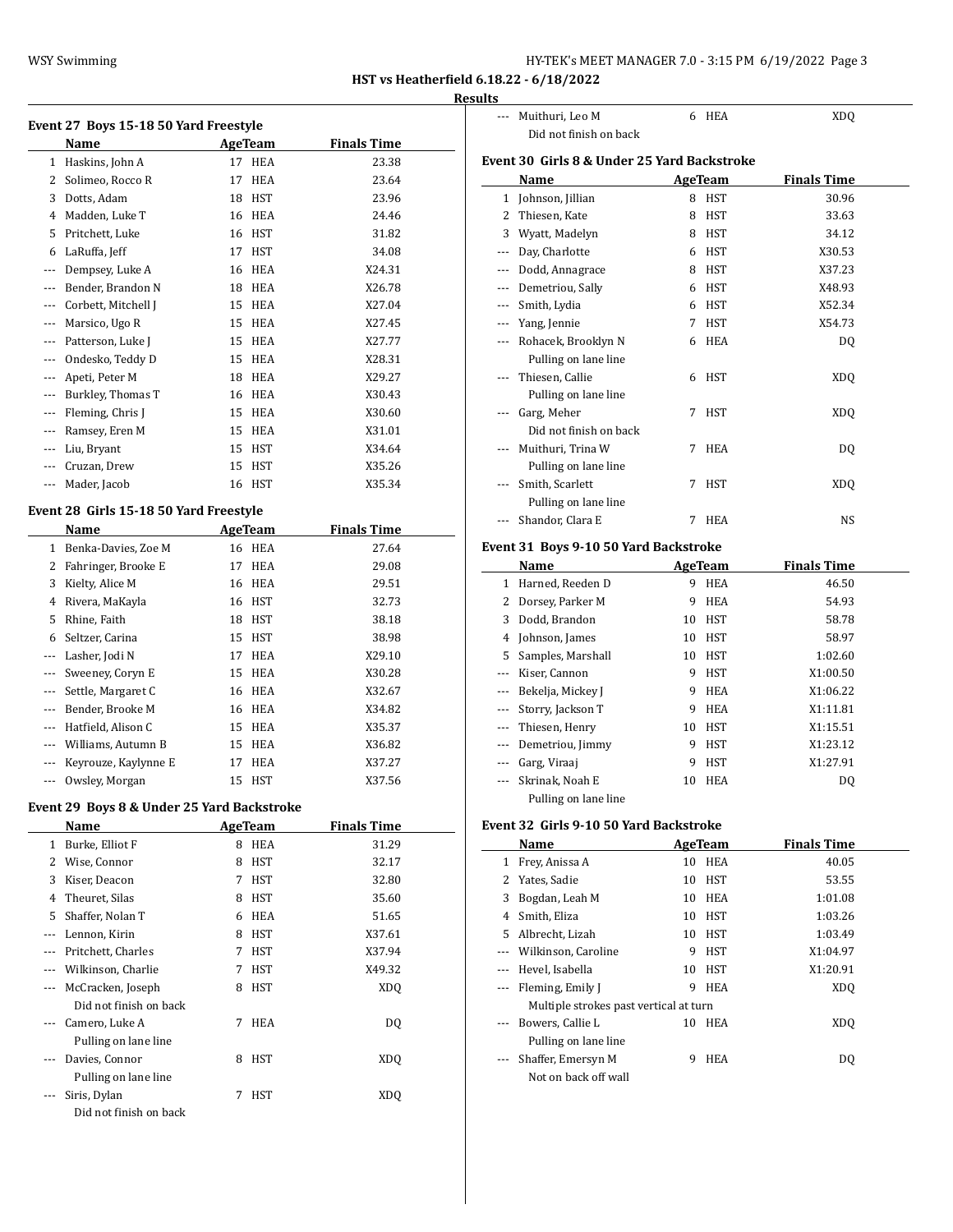HST vs Heatherfield 6.18.22 - 6/18/2022

**Results**

### Event 27 Boys 15-18 50 Yard Freestyle

| | Name | Age | Team | Finals Time |
|---|---|---|---|---|
| 1 | Haskins, John A | 17 | HEA | 23.38 |
| 2 | Solimeo, Rocco R | 17 | HEA | 23.64 |
| 3 | Dotts, Adam | 18 | HST | 23.96 |
| 4 | Madden, Luke T | 16 | HEA | 24.46 |
| 5 | Pritchett, Luke | 16 | HST | 31.82 |
| 6 | LaRuffa, Jeff | 17 | HST | 34.08 |
| --- | Dempsey, Luke A | 16 | HEA | X24.31 |
| --- | Bender, Brandon N | 18 | HEA | X26.78 |
| --- | Corbett, Mitchell J | 15 | HEA | X27.04 |
| --- | Marsico, Ugo R | 15 | HEA | X27.45 |
| --- | Patterson, Luke J | 15 | HEA | X27.77 |
| --- | Ondesko, Teddy D | 15 | HEA | X28.31 |
| --- | Apeti, Peter M | 18 | HEA | X29.27 |
| --- | Burkley, Thomas T | 16 | HEA | X30.43 |
| --- | Fleming, Chris J | 15 | HEA | X30.60 |
| --- | Ramsey, Eren M | 15 | HEA | X31.01 |
| --- | Liu, Bryant | 15 | HST | X34.64 |
| --- | Cruzan, Drew | 15 | HST | X35.26 |
| --- | Mader, Jacob | 16 | HST | X35.34 |

### Event 28 Girls 15-18 50 Yard Freestyle

| | Name | Age | Team | Finals Time |
|---|---|---|---|---|
| 1 | Benka-Davies, Zoe M | 16 | HEA | 27.64 |
| 2 | Fahringer, Brooke E | 17 | HEA | 29.08 |
| 3 | Kielty, Alice M | 16 | HEA | 29.51 |
| 4 | Rivera, MaKayla | 16 | HST | 32.73 |
| 5 | Rhine, Faith | 18 | HST | 38.18 |
| 6 | Seltzer, Carina | 15 | HST | 38.98 |
| --- | Lasher, Jodi N | 17 | HEA | X29.10 |
| --- | Sweeney, Coryn E | 15 | HEA | X30.28 |
| --- | Settle, Margaret C | 16 | HEA | X32.67 |
| --- | Bender, Brooke M | 16 | HEA | X34.82 |
| --- | Hatfield, Alison C | 15 | HEA | X35.37 |
| --- | Williams, Autumn B | 15 | HEA | X36.82 |
| --- | Keyrouze, Kaylynne E | 17 | HEA | X37.27 |
| --- | Owsley, Morgan | 15 | HST | X37.56 |

### Event 29 Boys 8 & Under 25 Yard Backstroke

| | Name | Age | Team | Finals Time |
|---|---|---|---|---|
| 1 | Burke, Elliot F | 8 | HEA | 31.29 |
| 2 | Wise, Connor | 8 | HST | 32.17 |
| 3 | Kiser, Deacon | 7 | HST | 32.80 |
| 4 | Theuret, Silas | 8 | HST | 35.60 |
| 5 | Shaffer, Nolan T | 6 | HEA | 51.65 |
| --- | Lennon, Kirin | 8 | HST | X37.61 |
| --- | Pritchett, Charles | 7 | HST | X37.94 |
| --- | Wilkinson, Charlie | 7 | HST | X49.32 |
| --- | McCracken, Joseph | 8 | HST | XDQ |
| | Did not finish on back | | | |
| --- | Camero, Luke A | 7 | HEA | DQ |
| | Pulling on lane line | | | |
| --- | Davies, Connor | 8 | HST | XDQ |
| | Pulling on lane line | | | |
| --- | Siris, Dylan | 7 | HST | XDQ |
| | Did not finish on back | | | |
| --- | Muithuri, Leo M | 6 | HEA | XDQ |
| | Did not finish on back | | | |

### Event 30 Girls 8 & Under 25 Yard Backstroke

| | Name | Age | Team | Finals Time |
|---|---|---|---|---|
| 1 | Johnson, Jillian | 8 | HST | 30.96 |
| 2 | Thiesen, Kate | 8 | HST | 33.63 |
| 3 | Wyatt, Madelyn | 8 | HST | 34.12 |
| --- | Day, Charlotte | 6 | HST | X30.53 |
| --- | Dodd, Annagrace | 8 | HST | X37.23 |
| --- | Demetriou, Sally | 6 | HST | X48.93 |
| --- | Smith, Lydia | 6 | HST | X52.34 |
| --- | Yang, Jennie | 7 | HST | X54.73 |
| --- | Rohacek, Brooklyn N | 6 | HEA | DQ |
| | Pulling on lane line | | | |
| --- | Thiesen, Callie | 6 | HST | XDQ |
| | Pulling on lane line | | | |
| --- | Garg, Meher | 7 | HST | XDQ |
| | Did not finish on back | | | |
| --- | Muithuri, Trina W | 7 | HEA | DQ |
| | Pulling on lane line | | | |
| --- | Smith, Scarlett | 7 | HST | XDQ |
| | Pulling on lane line | | | |
| --- | Shandor, Clara E | 7 | HEA | NS |

### Event 31 Boys 9-10 50 Yard Backstroke

| | Name | Age | Team | Finals Time |
|---|---|---|---|---|
| 1 | Harned, Reeden D | 9 | HEA | 46.50 |
| 2 | Dorsey, Parker M | 9 | HEA | 54.93 |
| 3 | Dodd, Brandon | 10 | HST | 58.78 |
| 4 | Johnson, James | 10 | HST | 58.97 |
| 5 | Samples, Marshall | 10 | HST | 1:02.60 |
| --- | Kiser, Cannon | 9 | HST | X1:00.50 |
| --- | Bekelja, Mickey J | 9 | HEA | X1:06.22 |
| --- | Storry, Jackson T | 9 | HEA | X1:11.81 |
| --- | Thiesen, Henry | 10 | HST | X1:15.51 |
| --- | Demetriou, Jimmy | 9 | HST | X1:23.12 |
| --- | Garg, Viraaj | 9 | HST | X1:27.91 |
| --- | Skrinak, Noah E | 10 | HEA | DQ |
| | Pulling on lane line | | | |

### Event 32 Girls 9-10 50 Yard Backstroke

| | Name | Age | Team | Finals Time |
|---|---|---|---|---|
| 1 | Frey, Anissa A | 10 | HEA | 40.05 |
| 2 | Yates, Sadie | 10 | HST | 53.55 |
| 3 | Bogdan, Leah M | 10 | HEA | 1:01.08 |
| 4 | Smith, Eliza | 10 | HST | 1:03.26 |
| 5 | Albrecht, Lizah | 10 | HST | 1:03.49 |
| --- | Wilkinson, Caroline | 9 | HST | X1:04.97 |
| --- | Hevel, Isabella | 10 | HST | X1:20.91 |
| --- | Fleming, Emily J | 9 | HEA | XDQ |
| | Multiple strokes past vertical at turn | | | |
| --- | Bowers, Callie L | 10 | HEA | XDQ |
| | Pulling on lane line | | | |
| --- | Shaffer, Emersyn M | 9 | HEA | DQ |
| | Not on back off wall | | | |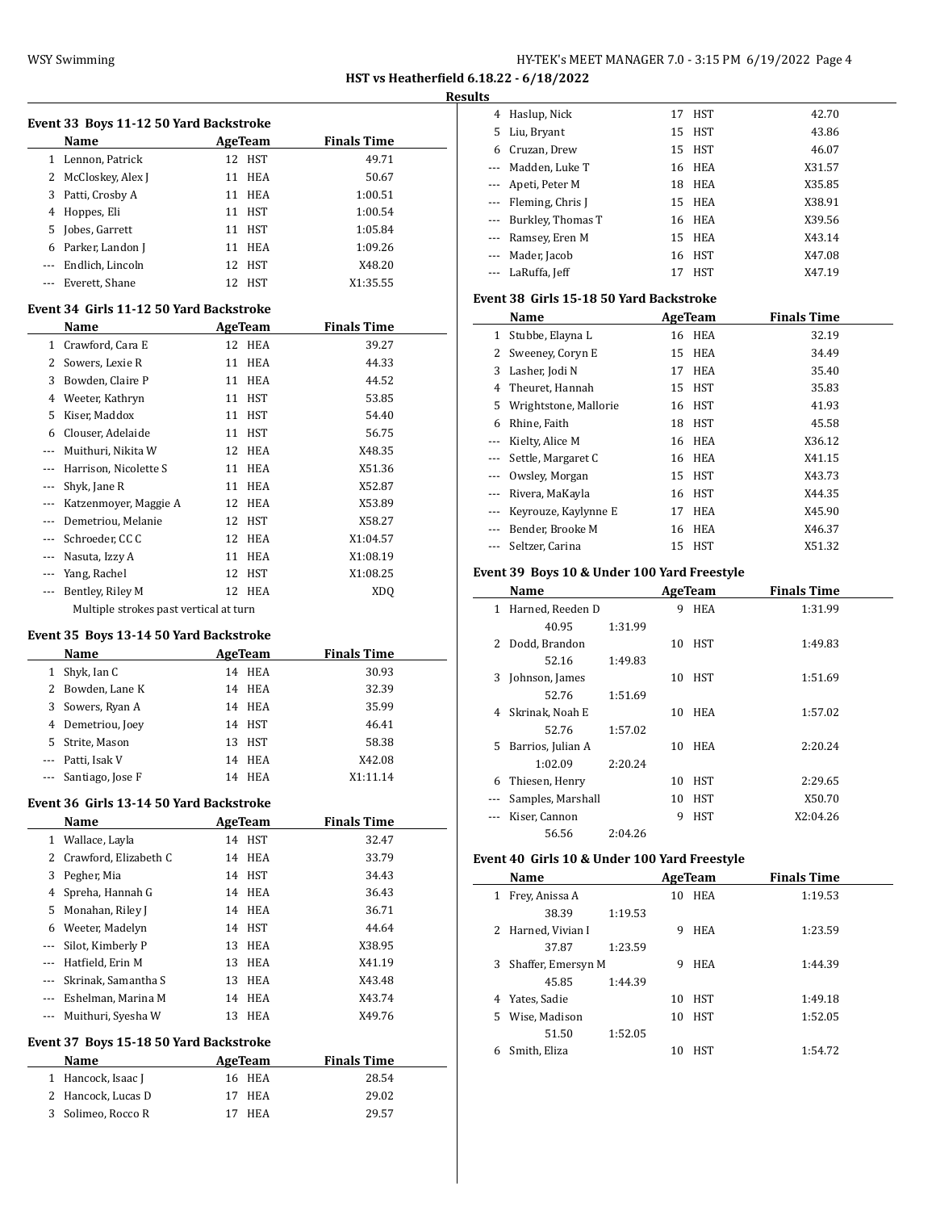## HST vs Heatherfield 6.18.22 - 6/18/2022

### Results

#### Event 33 Boys 11-12 50 Yard Backstroke

| | Name | Age | Team | Finals Time |
|---|---|---|---|---|
| 1 | Lennon, Patrick | 12 | HST | 49.71 |
| 2 | McCloskey, Alex J | 11 | HEA | 50.67 |
| 3 | Patti, Crosby A | 11 | HEA | 1:00.51 |
| 4 | Hoppes, Eli | 11 | HST | 1:00.54 |
| 5 | Jobes, Garrett | 11 | HST | 1:05.84 |
| 6 | Parker, Landon J | 11 | HEA | 1:09.26 |
| --- | Endlich, Lincoln | 12 | HST | X48.20 |
| --- | Everett, Shane | 12 | HST | X1:35.55 |

#### Event 34 Girls 11-12 50 Yard Backstroke

| | Name | Age | Team | Finals Time |
|---|---|---|---|---|
| 1 | Crawford, Cara E | 12 | HEA | 39.27 |
| 2 | Sowers, Lexie R | 11 | HEA | 44.33 |
| 3 | Bowden, Claire P | 11 | HEA | 44.52 |
| 4 | Weeter, Kathryn | 11 | HST | 53.85 |
| 5 | Kiser, Maddox | 11 | HST | 54.40 |
| 6 | Clouser, Adelaide | 11 | HST | 56.75 |
| --- | Muithuri, Nikita W | 12 | HEA | X48.35 |
| --- | Harrison, Nicolette S | 11 | HEA | X51.36 |
| --- | Shyk, Jane R | 11 | HEA | X52.87 |
| --- | Katzenmoyer, Maggie A | 12 | HEA | X53.89 |
| --- | Demetriou, Melanie | 12 | HST | X58.27 |
| --- | Schroeder, CC C | 12 | HEA | X1:04.57 |
| --- | Nasuta, Izzy A | 11 | HEA | X1:08.19 |
| --- | Yang, Rachel | 12 | HST | X1:08.25 |
| --- | Bentley, Riley M | 12 | HEA | XDQ |
| | Multiple strokes past vertical at turn | | | |

#### Event 35 Boys 13-14 50 Yard Backstroke

| | Name | Age | Team | Finals Time |
|---|---|---|---|---|
| 1 | Shyk, Ian C | 14 | HEA | 30.93 |
| 2 | Bowden, Lane K | 14 | HEA | 32.39 |
| 3 | Sowers, Ryan A | 14 | HEA | 35.99 |
| 4 | Demetriou, Joey | 14 | HST | 46.41 |
| 5 | Strite, Mason | 13 | HST | 58.38 |
| --- | Patti, Isak V | 14 | HEA | X42.08 |
| --- | Santiago, Jose F | 14 | HEA | X1:11.14 |

#### Event 36 Girls 13-14 50 Yard Backstroke

| | Name | Age | Team | Finals Time |
|---|---|---|---|---|
| 1 | Wallace, Layla | 14 | HST | 32.47 |
| 2 | Crawford, Elizabeth C | 14 | HEA | 33.79 |
| 3 | Pegher, Mia | 14 | HST | 34.43 |
| 4 | Spreha, Hannah G | 14 | HEA | 36.43 |
| 5 | Monahan, Riley J | 14 | HEA | 36.71 |
| 6 | Weeter, Madelyn | 14 | HST | 44.64 |
| --- | Silot, Kimberly P | 13 | HEA | X38.95 |
| --- | Hatfield, Erin M | 13 | HEA | X41.19 |
| --- | Skrinak, Samantha S | 13 | HEA | X43.48 |
| --- | Eshelman, Marina M | 14 | HEA | X43.74 |
| --- | Muithuri, Syesha W | 13 | HEA | X49.76 |

#### Event 37 Boys 15-18 50 Yard Backstroke

| | Name | Age | Team | Finals Time |
|---|---|---|---|---|
| 1 | Hancock, Isaac J | 16 | HEA | 28.54 |
| 2 | Hancock, Lucas D | 17 | HEA | 29.02 |
| 3 | Solimeo, Rocco R | 17 | HEA | 29.57 |
| 4 | Haslup, Nick | 17 | HST | 42.70 |
| 5 | Liu, Bryant | 15 | HST | 43.86 |
| 6 | Cruzan, Drew | 15 | HST | 46.07 |
| --- | Madden, Luke T | 16 | HEA | X31.57 |
| --- | Apeti, Peter M | 18 | HEA | X35.85 |
| --- | Fleming, Chris J | 15 | HEA | X38.91 |
| --- | Burkley, Thomas T | 16 | HEA | X39.56 |
| --- | Ramsey, Eren M | 15 | HEA | X43.14 |
| --- | Mader, Jacob | 16 | HST | X47.08 |
| --- | LaRuffa, Jeff | 17 | HST | X47.19 |

#### Event 38 Girls 15-18 50 Yard Backstroke

| | Name | Age | Team | Finals Time |
|---|---|---|---|---|
| 1 | Stubbe, Elayna L | 16 | HEA | 32.19 |
| 2 | Sweeney, Coryn E | 15 | HEA | 34.49 |
| 3 | Lasher, Jodi N | 17 | HEA | 35.40 |
| 4 | Theuret, Hannah | 15 | HST | 35.83 |
| 5 | Wrightstone, Mallorie | 16 | HST | 41.93 |
| 6 | Rhine, Faith | 18 | HST | 45.58 |
| --- | Kielty, Alice M | 16 | HEA | X36.12 |
| --- | Settle, Margaret C | 16 | HEA | X41.15 |
| --- | Owsley, Morgan | 15 | HST | X43.73 |
| --- | Rivera, MaKayla | 16 | HST | X44.35 |
| --- | Keyrouze, Kaylynne E | 17 | HEA | X45.90 |
| --- | Bender, Brooke M | 16 | HEA | X46.37 |
| --- | Seltzer, Carina | 15 | HST | X51.32 |

#### Event 39 Boys 10 & Under 100 Yard Freestyle

| | Name | Age | Team | Finals Time |
|---|---|---|---|---|
| 1 | Harned, Reeden D | 9 | HEA | 1:31.99 |
| | 40.95 1:31.99 | | | |
| 2 | Dodd, Brandon | 10 | HST | 1:49.83 |
| | 52.16 1:49.83 | | | |
| 3 | Johnson, James | 10 | HST | 1:51.69 |
| | 52.76 1:51.69 | | | |
| 4 | Skrinak, Noah E | 10 | HEA | 1:57.02 |
| | 52.76 1:57.02 | | | |
| 5 | Barrios, Julian A | 10 | HEA | 2:20.24 |
| | 1:02.09 2:20.24 | | | |
| 6 | Thiesen, Henry | 10 | HST | 2:29.65 |
| --- | Samples, Marshall | 10 | HST | X50.70 |
| --- | Kiser, Cannon | 9 | HST | X2:04.26 |
| | 56.56 2:04.26 | | | |

#### Event 40 Girls 10 & Under 100 Yard Freestyle

| | Name | Age | Team | Finals Time |
|---|---|---|---|---|
| 1 | Frey, Anissa A | 10 | HEA | 1:19.53 |
| | 38.39 1:19.53 | | | |
| 2 | Harned, Vivian I | 9 | HEA | 1:23.59 |
| | 37.87 1:23.59 | | | |
| 3 | Shaffer, Emersyn M | 9 | HEA | 1:44.39 |
| | 45.85 1:44.39 | | | |
| 4 | Yates, Sadie | 10 | HST | 1:49.18 |
| 5 | Wise, Madison | 10 | HST | 1:52.05 |
| | 51.50 1:52.05 | | | |
| 6 | Smith, Eliza | 10 | HST | 1:54.72 |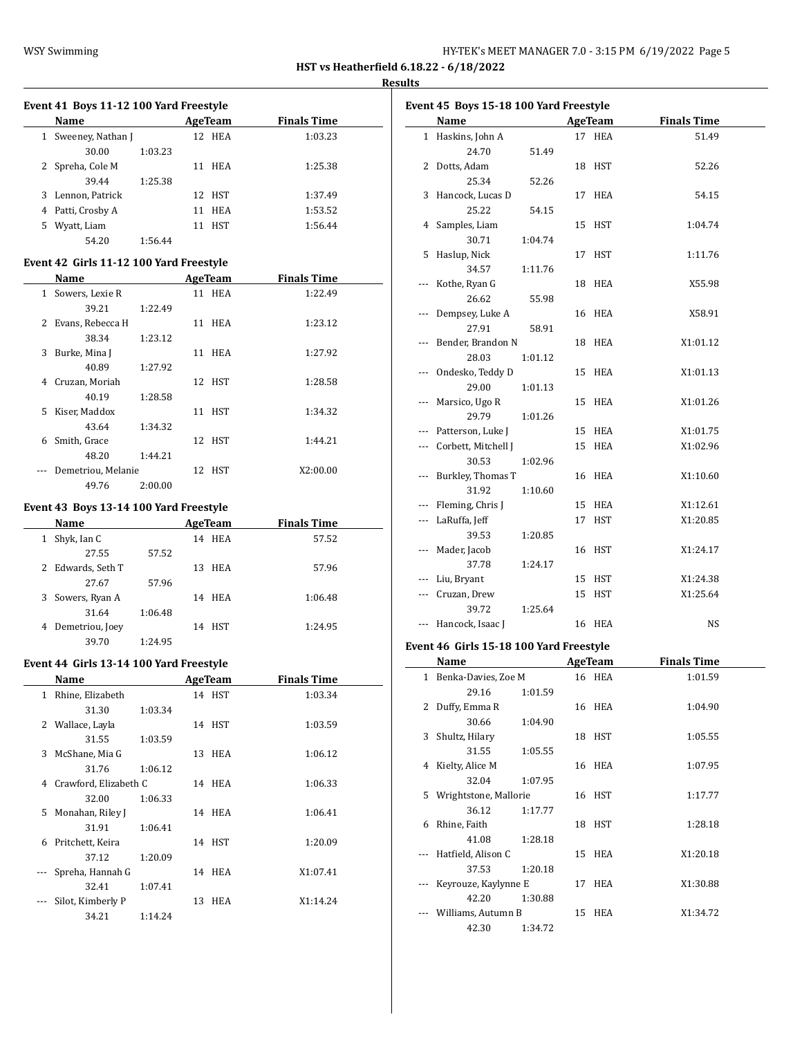**HST vs Heatherfield 6.18.22 - 6/18/2022**

**Results**

### Event 41 Boys 11-12 100 Yard Freestyle

| | Name | Age | Team | Finals Time |
|---|---|---|---|---|
| 1 | Sweeney, Nathan J | 12 | HEA | 1:03.23 |
| | 30.00 1:03.23 | | | |
| 2 | Spreha, Cole M | 11 | HEA | 1:25.38 |
| | 39.44 1:25.38 | | | |
| 3 | Lennon, Patrick | 12 | HST | 1:37.49 |
| 4 | Patti, Crosby A | 11 | HEA | 1:53.52 |
| 5 | Wyatt, Liam | 11 | HST | 1:56.44 |
| | 54.20 1:56.44 | | | |

### Event 42 Girls 11-12 100 Yard Freestyle

| | Name | Age | Team | Finals Time |
|---|---|---|---|---|
| 1 | Sowers, Lexie R | 11 | HEA | 1:22.49 |
| | 39.21 1:22.49 | | | |
| 2 | Evans, Rebecca H | 11 | HEA | 1:23.12 |
| | 38.34 1:23.12 | | | |
| 3 | Burke, Mina J | 11 | HEA | 1:27.92 |
| | 40.89 1:27.92 | | | |
| 4 | Cruzan, Moriah | 12 | HST | 1:28.58 |
| | 40.19 1:28.58 | | | |
| 5 | Kiser, Maddox | 11 | HST | 1:34.32 |
| | 43.64 1:34.32 | | | |
| 6 | Smith, Grace | 12 | HST | 1:44.21 |
| | 48.20 1:44.21 | | | |
| --- | Demetriou, Melanie | 12 | HST | X2:00.00 |
| | 49.76 2:00.00 | | | |

### Event 43 Boys 13-14 100 Yard Freestyle

| | Name | Age | Team | Finals Time |
|---|---|---|---|---|
| 1 | Shyk, Ian C | 14 | HEA | 57.52 |
| | 27.55 57.52 | | | |
| 2 | Edwards, Seth T | 13 | HEA | 57.96 |
| | 27.67 57.96 | | | |
| 3 | Sowers, Ryan A | 14 | HEA | 1:06.48 |
| | 31.64 1:06.48 | | | |
| 4 | Demetriou, Joey | 14 | HST | 1:24.95 |
| | 39.70 1:24.95 | | | |

### Event 44 Girls 13-14 100 Yard Freestyle

| | Name | Age | Team | Finals Time |
|---|---|---|---|---|
| 1 | Rhine, Elizabeth | 14 | HST | 1:03.34 |
| | 31.30 1:03.34 | | | |
| 2 | Wallace, Layla | 14 | HST | 1:03.59 |
| | 31.55 1:03.59 | | | |
| 3 | McShane, Mia G | 13 | HEA | 1:06.12 |
| | 31.76 1:06.12 | | | |
| 4 | Crawford, Elizabeth C | 14 | HEA | 1:06.33 |
| | 32.00 1:06.33 | | | |
| 5 | Monahan, Riley J | 14 | HEA | 1:06.41 |
| | 31.91 1:06.41 | | | |
| 6 | Pritchett, Keira | 14 | HST | 1:20.09 |
| | 37.12 1:20.09 | | | |
| --- | Spreha, Hannah G | 14 | HEA | X1:07.41 |
| | 32.41 1:07.41 | | | |
| --- | Silot, Kimberly P | 13 | HEA | X1:14.24 |
| | 34.21 1:14.24 | | | |

### Event 45 Boys 15-18 100 Yard Freestyle

| | Name | Age | Team | Finals Time |
|---|---|---|---|---|
| 1 | Haskins, John A | 17 | HEA | 51.49 |
| | 24.70 51.49 | | | |
| 2 | Dotts, Adam | 18 | HST | 52.26 |
| | 25.34 52.26 | | | |
| 3 | Hancock, Lucas D | 17 | HEA | 54.15 |
| | 25.22 54.15 | | | |
| 4 | Samples, Liam | 15 | HST | 1:04.74 |
| | 30.71 1:04.74 | | | |
| 5 | Haslup, Nick | 17 | HST | 1:11.76 |
| | 34.57 1:11.76 | | | |
| --- | Kothe, Ryan G | 18 | HEA | X55.98 |
| | 26.62 55.98 | | | |
| --- | Dempsey, Luke A | 16 | HEA | X58.91 |
| | 27.91 58.91 | | | |
| --- | Bender, Brandon N | 18 | HEA | X1:01.12 |
| | 28.03 1:01.12 | | | |
| --- | Ondesko, Teddy D | 15 | HEA | X1:01.13 |
| | 29.00 1:01.13 | | | |
| --- | Marsico, Ugo R | 15 | HEA | X1:01.26 |
| | 29.79 1:01.26 | | | |
| --- | Patterson, Luke J | 15 | HEA | X1:01.75 |
| --- | Corbett, Mitchell J | 15 | HEA | X1:02.96 |
| | 30.53 1:02.96 | | | |
| --- | Burkley, Thomas T | 16 | HEA | X1:10.60 |
| | 31.92 1:10.60 | | | |
| --- | Fleming, Chris J | 15 | HEA | X1:12.61 |
| --- | LaRuffa, Jeff | 17 | HST | X1:20.85 |
| | 39.53 1:20.85 | | | |
| --- | Mader, Jacob | 16 | HST | X1:24.17 |
| | 37.78 1:24.17 | | | |
| --- | Liu, Bryant | 15 | HST | X1:24.38 |
| --- | Cruzan, Drew | 15 | HST | X1:25.64 |
| | 39.72 1:25.64 | | | |
| --- | Hancock, Isaac J | 16 | HEA | NS |

### Event 46 Girls 15-18 100 Yard Freestyle

| | Name | Age | Team | Finals Time |
|---|---|---|---|---|
| 1 | Benka-Davies, Zoe M | 16 | HEA | 1:01.59 |
| | 29.16 1:01.59 | | | |
| 2 | Duffy, Emma R | 16 | HEA | 1:04.90 |
| | 30.66 1:04.90 | | | |
| 3 | Shultz, Hilary | 18 | HST | 1:05.55 |
| | 31.55 1:05.55 | | | |
| 4 | Kielty, Alice M | 16 | HEA | 1:07.95 |
| | 32.04 1:07.95 | | | |
| 5 | Wrightstone, Mallorie | 16 | HST | 1:17.77 |
| | 36.12 1:17.77 | | | |
| 6 | Rhine, Faith | 18 | HST | 1:28.18 |
| | 41.08 1:28.18 | | | |
| --- | Hatfield, Alison C | 15 | HEA | X1:20.18 |
| | 37.53 1:20.18 | | | |
| --- | Keyrouze, Kaylynne E | 17 | HEA | X1:30.88 |
| | 42.20 1:30.88 | | | |
| --- | Williams, Autumn B | 15 | HEA | X1:34.72 |
| | 42.30 1:34.72 | | | |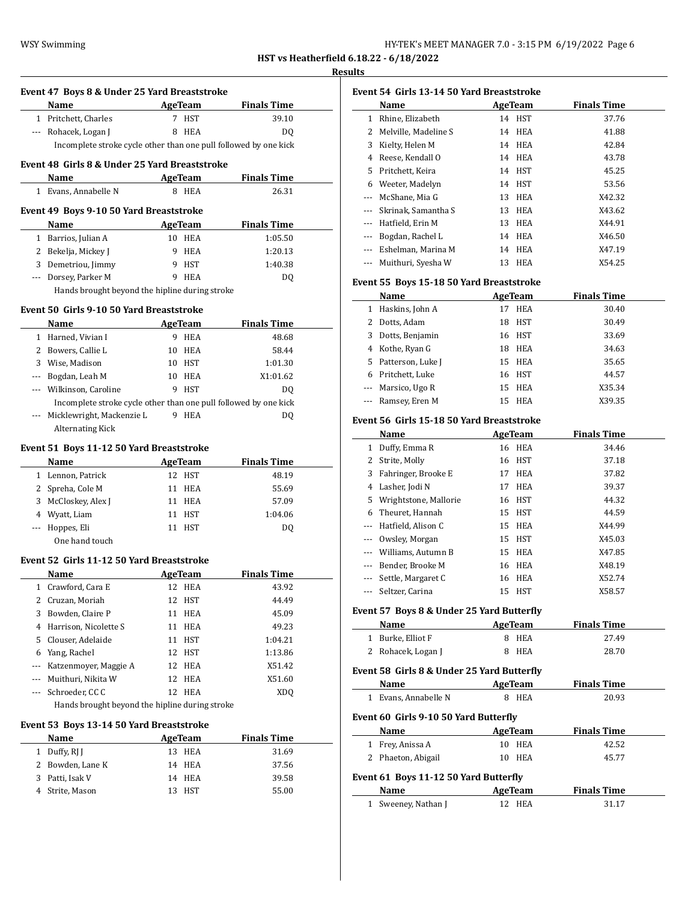**HST vs Heatherfield 6.18.22 - 6/18/2022**

**Results**

### Event 47 Boys 8 & Under 25 Yard Breaststroke

| | Name | Age | Team | Finals Time |
|---|---|---|---|---|
| 1 | Pritchett, Charles | 7 | HST | 39.10 |
| --- | Rohacek, Logan J | 8 | HEA | DQ |
| | Incomplete stroke cycle other than one pull followed by one kick | | | |

### Event 48 Girls 8 & Under 25 Yard Breaststroke

| | Name | Age | Team | Finals Time |
|---|---|---|---|---|
| 1 | Evans, Annabelle N | 8 | HEA | 26.31 |

### Event 49 Boys 9-10 50 Yard Breaststroke

| | Name | Age | Team | Finals Time |
|---|---|---|---|---|
| 1 | Barrios, Julian A | 10 | HEA | 1:05.50 |
| 2 | Bekelja, Mickey J | 9 | HEA | 1:20.13 |
| 3 | Demetriou, Jimmy | 9 | HST | 1:40.38 |
| --- | Dorsey, Parker M | 9 | HEA | DQ |
| | Hands brought beyond the hipline during stroke | | | |

### Event 50 Girls 9-10 50 Yard Breaststroke

| | Name | Age | Team | Finals Time |
|---|---|---|---|---|
| 1 | Harned, Vivian I | 9 | HEA | 48.68 |
| 2 | Bowers, Callie L | 10 | HEA | 58.44 |
| 3 | Wise, Madison | 10 | HST | 1:01.30 |
| --- | Bogdan, Leah M | 10 | HEA | X1:01.62 |
| --- | Wilkinson, Caroline | 9 | HST | DQ |
| | Incomplete stroke cycle other than one pull followed by one kick | | | |
| --- | Micklewright, Mackenzie L | 9 | HEA | DQ |
| | Alternating Kick | | | |

### Event 51 Boys 11-12 50 Yard Breaststroke

| | Name | Age | Team | Finals Time |
|---|---|---|---|---|
| 1 | Lennon, Patrick | 12 | HST | 48.19 |
| 2 | Spreha, Cole M | 11 | HEA | 55.69 |
| 3 | McCloskey, Alex J | 11 | HEA | 57.09 |
| 4 | Wyatt, Liam | 11 | HST | 1:04.06 |
| --- | Hoppes, Eli | 11 | HST | DQ |
| | One hand touch | | | |

### Event 52 Girls 11-12 50 Yard Breaststroke

| | Name | Age | Team | Finals Time |
|---|---|---|---|---|
| 1 | Crawford, Cara E | 12 | HEA | 43.92 |
| 2 | Cruzan, Moriah | 12 | HST | 44.49 |
| 3 | Bowden, Claire P | 11 | HEA | 45.09 |
| 4 | Harrison, Nicolette S | 11 | HEA | 49.23 |
| 5 | Clouser, Adelaide | 11 | HST | 1:04.21 |
| 6 | Yang, Rachel | 12 | HST | 1:13.86 |
| --- | Katzenmoyer, Maggie A | 12 | HEA | X51.42 |
| --- | Muithuri, Nikita W | 12 | HEA | X51.60 |
| --- | Schroeder, CC C | 12 | HEA | XDQ |
| | Hands brought beyond the hipline during stroke | | | |

### Event 53 Boys 13-14 50 Yard Breaststroke

| | Name | Age | Team | Finals Time |
|---|---|---|---|---|
| 1 | Duffy, RJ J | 13 | HEA | 31.69 |
| 2 | Bowden, Lane K | 14 | HEA | 37.56 |
| 3 | Patti, Isak V | 14 | HEA | 39.58 |
| 4 | Strite, Mason | 13 | HST | 55.00 |

### Event 54 Girls 13-14 50 Yard Breaststroke

| | Name | Age | Team | Finals Time |
|---|---|---|---|---|
| 1 | Rhine, Elizabeth | 14 | HST | 37.76 |
| 2 | Melville, Madeline S | 14 | HEA | 41.88 |
| 3 | Kielty, Helen M | 14 | HEA | 42.84 |
| 4 | Reese, Kendall O | 14 | HEA | 43.78 |
| 5 | Pritchett, Keira | 14 | HST | 45.25 |
| 6 | Weeter, Madelyn | 14 | HST | 53.56 |
| --- | McShane, Mia G | 13 | HEA | X42.32 |
| --- | Skrinak, Samantha S | 13 | HEA | X43.62 |
| --- | Hatfield, Erin M | 13 | HEA | X44.91 |
| --- | Bogdan, Rachel L | 14 | HEA | X46.50 |
| --- | Eshelman, Marina M | 14 | HEA | X47.19 |
| --- | Muithuri, Syesha W | 13 | HEA | X54.25 |

### Event 55 Boys 15-18 50 Yard Breaststroke

| | Name | Age | Team | Finals Time |
|---|---|---|---|---|
| 1 | Haskins, John A | 17 | HEA | 30.40 |
| 2 | Dotts, Adam | 18 | HST | 30.49 |
| 3 | Dotts, Benjamin | 16 | HST | 33.69 |
| 4 | Kothe, Ryan G | 18 | HEA | 34.63 |
| 5 | Patterson, Luke J | 15 | HEA | 35.65 |
| 6 | Pritchett, Luke | 16 | HST | 44.57 |
| --- | Marsico, Ugo R | 15 | HEA | X35.34 |
| --- | Ramsey, Eren M | 15 | HEA | X39.35 |

### Event 56 Girls 15-18 50 Yard Breaststroke

| | Name | Age | Team | Finals Time |
|---|---|---|---|---|
| 1 | Duffy, Emma R | 16 | HEA | 34.46 |
| 2 | Strite, Molly | 16 | HST | 37.18 |
| 3 | Fahringer, Brooke E | 17 | HEA | 37.82 |
| 4 | Lasher, Jodi N | 17 | HEA | 39.37 |
| 5 | Wrightstone, Mallorie | 16 | HST | 44.32 |
| 6 | Theuret, Hannah | 15 | HST | 44.59 |
| --- | Hatfield, Alison C | 15 | HEA | X44.99 |
| --- | Owsley, Morgan | 15 | HST | X45.03 |
| --- | Williams, Autumn B | 15 | HEA | X47.85 |
| --- | Bender, Brooke M | 16 | HEA | X48.19 |
| --- | Settle, Margaret C | 16 | HEA | X52.74 |
| --- | Seltzer, Carina | 15 | HST | X58.57 |

### Event 57 Boys 8 & Under 25 Yard Butterfly

| | Name | Age | Team | Finals Time |
|---|---|---|---|---|
| 1 | Burke, Elliot F | 8 | HEA | 27.49 |
| 2 | Rohacek, Logan J | 8 | HEA | 28.70 |

### Event 58 Girls 8 & Under 25 Yard Butterfly

| | Name | Age | Team | Finals Time |
|---|---|---|---|---|
| 1 | Evans, Annabelle N | 8 | HEA | 20.93 |

### Event 60 Girls 9-10 50 Yard Butterfly

| | Name | Age | Team | Finals Time |
|---|---|---|---|---|
| 1 | Frey, Anissa A | 10 | HEA | 42.52 |
| 2 | Phaeton, Abigail | 10 | HEA | 45.77 |

### Event 61 Boys 11-12 50 Yard Butterfly

| | Name | Age | Team | Finals Time |
|---|---|---|---|---|
| 1 | Sweeney, Nathan J | 12 | HEA | 31.17 |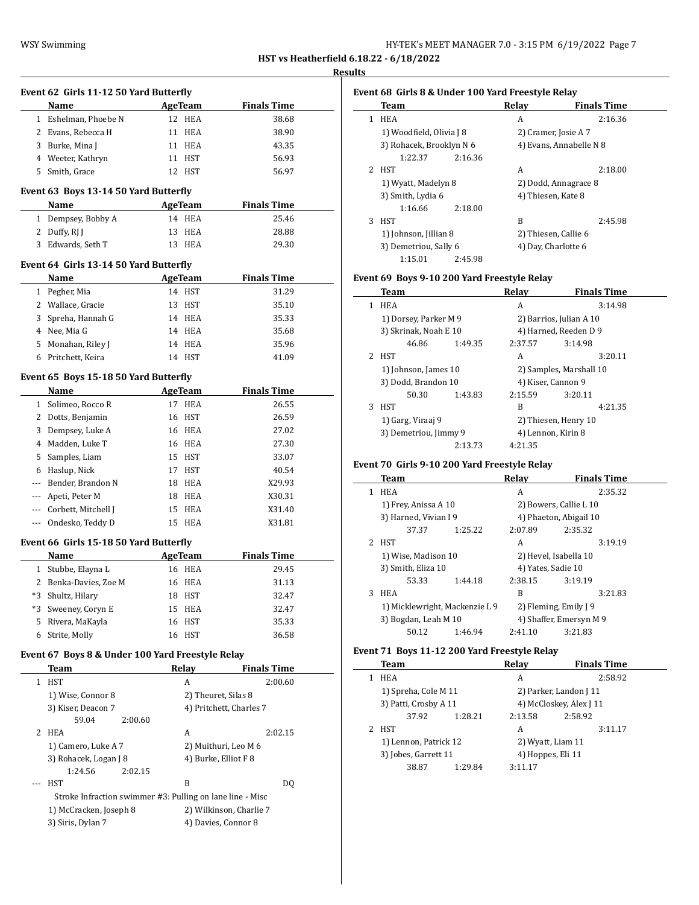**HST vs Heatherfield 6.18.22 - 6/18/2022**

**Results**

### Event 62 Girls 11-12 50 Yard Butterfly

| | Name | Age | Team | Finals Time |
|---|---|---|---|---|
| 1 | Eshelman, Phoebe N | 12 | HEA | 38.68 |
| 2 | Evans, Rebecca H | 11 | HEA | 38.90 |
| 3 | Burke, Mina J | 11 | HEA | 43.35 |
| 4 | Weeter, Kathryn | 11 | HST | 56.93 |
| 5 | Smith, Grace | 12 | HST | 56.97 |

### Event 63 Boys 13-14 50 Yard Butterfly

| | Name | Age | Team | Finals Time |
|---|---|---|---|---|
| 1 | Dempsey, Bobby A | 14 | HEA | 25.46 |
| 2 | Duffy, RJ J | 13 | HEA | 28.88 |
| 3 | Edwards, Seth T | 13 | HEA | 29.30 |

### Event 64 Girls 13-14 50 Yard Butterfly

| | Name | Age | Team | Finals Time |
|---|---|---|---|---|
| 1 | Pegher, Mia | 14 | HST | 31.29 |
| 2 | Wallace, Gracie | 13 | HST | 35.10 |
| 3 | Spreha, Hannah G | 14 | HEA | 35.33 |
| 4 | Nee, Mia G | 14 | HEA | 35.68 |
| 5 | Monahan, Riley J | 14 | HEA | 35.96 |
| 6 | Pritchett, Keira | 14 | HST | 41.09 |

### Event 65 Boys 15-18 50 Yard Butterfly

| | Name | Age | Team | Finals Time |
|---|---|---|---|---|
| 1 | Solimeo, Rocco R | 17 | HEA | 26.55 |
| 2 | Dotts, Benjamin | 16 | HST | 26.59 |
| 3 | Dempsey, Luke A | 16 | HEA | 27.02 |
| 4 | Madden, Luke T | 16 | HEA | 27.30 |
| 5 | Samples, Liam | 15 | HST | 33.07 |
| 6 | Haslup, Nick | 17 | HST | 40.54 |
| --- | Bender, Brandon N | 18 | HEA | X29.93 |
| --- | Apeti, Peter M | 18 | HEA | X30.31 |
| --- | Corbett, Mitchell J | 15 | HEA | X31.40 |
| --- | Ondesko, Teddy D | 15 | HEA | X31.81 |

### Event 66 Girls 15-18 50 Yard Butterfly

| | Name | Age | Team | Finals Time |
|---|---|---|---|---|
| 1 | Stubbe, Elayna L | 16 | HEA | 29.45 |
| 2 | Benka-Davies, Zoe M | 16 | HEA | 31.13 |
| *3 | Shultz, Hilary | 18 | HST | 32.47 |
| *3 | Sweeney, Coryn E | 15 | HEA | 32.47 |
| 5 | Rivera, MaKayla | 16 | HST | 35.33 |
| 6 | Strite, Molly | 16 | HST | 36.58 |

### Event 67 Boys 8 & Under 100 Yard Freestyle Relay

| | Team | Relay | Finals Time |
|---|---|---|---|
| 1 | HST | A | 2:00.60 |

1) Wise, Connor 8; 2) Theuret, Silas 8; 3) Kiser, Deacon 7; 4) Pritchett, Charles 7
59.04 2:00.60

| | Team | Relay | Finals Time |
|---|---|---|---|
| 2 | HEA | A | 2:02.15 |

1) Camero, Luke A 7; 2) Muithuri, Leo M 6; 3) Rohacek, Logan J 8; 4) Burke, Elliot F 8
1:24.56 2:02.15

| | Team | Relay | Finals Time |
|---|---|---|---|
| --- | HST | B | DQ |

Stroke Infraction swimmer #3: Pulling on lane line - Misc
1) McCracken, Joseph 8; 2) Wilkinson, Charlie 7; 3) Siris, Dylan 7; 4) Davies, Connor 8

### Event 68 Girls 8 & Under 100 Yard Freestyle Relay

| | Team | Relay | Finals Time |
|---|---|---|---|
| 1 | HEA | A | 2:16.36 |

1) Woodfield, Olivia J 8; 2) Cramer, Josie A 7; 3) Rohacek, Brooklyn N 6; 4) Evans, Annabelle N 8
1:22.37 2:16.36

| | Team | Relay | Finals Time |
|---|---|---|---|
| 2 | HST | A | 2:18.00 |

1) Wyatt, Madelyn 8; 2) Dodd, Annagrace 8; 3) Smith, Lydia 6; 4) Thiesen, Kate 8
1:16.66 2:18.00

| | Team | Relay | Finals Time |
|---|---|---|---|
| 3 | HST | B | 2:45.98 |

1) Johnson, Jillian 8; 2) Thiesen, Callie 6; 3) Demetriou, Sally 6; 4) Day, Charlotte 6
1:15.01 2:45.98

### Event 69 Boys 9-10 200 Yard Freestyle Relay

| | Team | Relay | Finals Time |
|---|---|---|---|
| 1 | HEA | A | 3:14.98 |

1) Dorsey, Parker M 9; 2) Barrios, Julian A 10; 3) Skrinak, Noah E 10; 4) Harned, Reeden D 9
46.86 1:49.35 2:37.57 3:14.98

| | Team | Relay | Finals Time |
|---|---|---|---|
| 2 | HST | A | 3:20.11 |

1) Johnson, James 10; 2) Samples, Marshall 10; 3) Dodd, Brandon 10; 4) Kiser, Cannon 9
50.30 1:43.83 2:15.59 3:20.11

| | Team | Relay | Finals Time |
|---|---|---|---|
| 3 | HST | B | 4:21.35 |

1) Garg, Viraaj 9; 2) Thiesen, Henry 10; 3) Demetriou, Jimmy 9; 4) Lennon, Kirin 8
2:13.73 4:21.35

### Event 70 Girls 9-10 200 Yard Freestyle Relay

| | Team | Relay | Finals Time |
|---|---|---|---|
| 1 | HEA | A | 2:35.32 |

1) Frey, Anissa A 10; 2) Bowers, Callie L 10; 3) Harned, Vivian I 9; 4) Phaeton, Abigail 10
37.37 1:25.22 2:07.89 2:35.32

| | Team | Relay | Finals Time |
|---|---|---|---|
| 2 | HST | A | 3:19.19 |

1) Wise, Madison 10; 2) Hevel, Isabella 10; 3) Smith, Eliza 10; 4) Yates, Sadie 10
53.33 1:44.18 2:38.15 3:19.19

| | Team | Relay | Finals Time |
|---|---|---|---|
| 3 | HEA | B | 3:21.83 |

1) Micklewright, Mackenzie L 9; 2) Fleming, Emily J 9; 3) Bogdan, Leah M 10; 4) Shaffer, Emersyn M 9
50.12 1:46.94 2:41.10 3:21.83

### Event 71 Boys 11-12 200 Yard Freestyle Relay

| | Team | Relay | Finals Time |
|---|---|---|---|
| 1 | HEA | A | 2:58.92 |

1) Spreha, Cole M 11; 2) Parker, Landon J 11; 3) Patti, Crosby A 11; 4) McCloskey, Alex J 11
37.92 1:28.21 2:13.58 2:58.92

| | Team | Relay | Finals Time |
|---|---|---|---|
| 2 | HST | A | 3:11.17 |

1) Lennon, Patrick 12; 2) Wyatt, Liam 11; 3) Jobes, Garrett 11; 4) Hoppes, Eli 11
38.87 1:29.84 3:11.17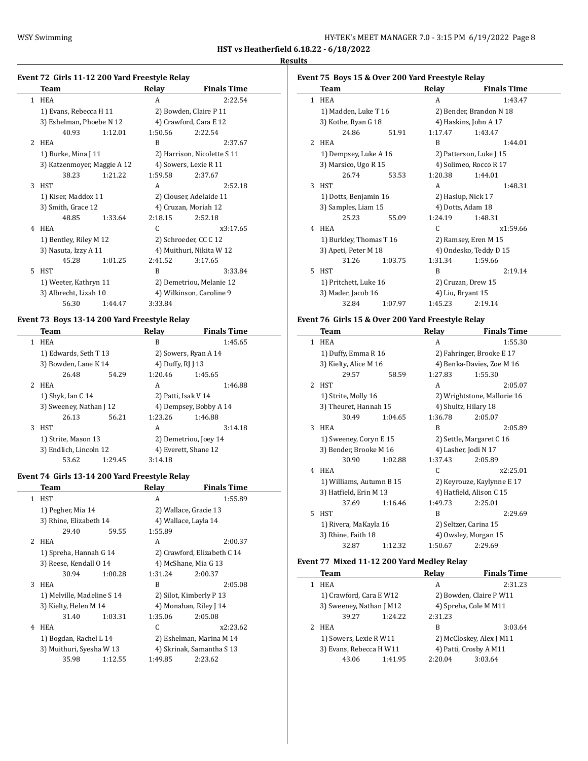**HST vs Heatherfield 6.18.22 - 6/18/2022**

**Results**

### Event 72 Girls 11-12 200 Yard Freestyle Relay

| | Team | Relay | Finals Time |
|---|---|---|---|
| 1 | HEA | A | 2:22.54 |
| | 1) Evans, Rebecca H 11 | 2) Bowden, Claire P 11 | |
| | 3) Eshelman, Phoebe N 12 | 4) Crawford, Cara E 12 | |
| | 40.93 1:12.01 | 1:50.56 | 2:22.54 |
| 2 | HEA | B | 2:37.67 |
| | 1) Burke, Mina J 11 | 2) Harrison, Nicolette S 11 | |
| | 3) Katzenmoyer, Maggie A 12 | 4) Sowers, Lexie R 11 | |
| | 38.23 1:21.22 | 1:59.58 | 2:37.67 |
| 3 | HST | A | 2:52.18 |
| | 1) Kiser, Maddox 11 | 2) Clouser, Adelaide 11 | |
| | 3) Smith, Grace 12 | 4) Cruzan, Moriah 12 | |
| | 48.85 1:33.64 | 2:18.15 | 2:52.18 |
| 4 | HEA | C | x3:17.65 |
| | 1) Bentley, Riley M 12 | 2) Schroeder, CC C 12 | |
| | 3) Nasuta, Izzy A 11 | 4) Muithuri, Nikita W 12 | |
| | 45.28 1:01.25 | 2:41.52 | 3:17.65 |
| 5 | HST | B | 3:33.84 |
| | 1) Weeter, Kathryn 11 | 2) Demetriou, Melanie 12 | |
| | 3) Albrecht, Lizah 10 | 4) Wilkinson, Caroline 9 | |
| | 56.30 1:44.47 | 3:33.84 | |

### Event 73 Boys 13-14 200 Yard Freestyle Relay

| | Team | Relay | Finals Time |
|---|---|---|---|
| 1 | HEA | B | 1:45.65 |
| | 1) Edwards, Seth T 13 | 2) Sowers, Ryan A 14 | |
| | 3) Bowden, Lane K 14 | 4) Duffy, RJ J 13 | |
| | 26.48 54.29 | 1:20.46 | 1:45.65 |
| 2 | HEA | A | 1:46.88 |
| | 1) Shyk, Ian C 14 | 2) Patti, Isak V 14 | |
| | 3) Sweeney, Nathan J 12 | 4) Dempsey, Bobby A 14 | |
| | 26.13 56.21 | 1:23.26 | 1:46.88 |
| 3 | HST | A | 3:14.18 |
| | 1) Strite, Mason 13 | 2) Demetriou, Joey 14 | |
| | 3) Endlich, Lincoln 12 | 4) Everett, Shane 12 | |
| | 53.62 1:29.45 | 3:14.18 | |

### Event 74 Girls 13-14 200 Yard Freestyle Relay

| | Team | Relay | Finals Time |
|---|---|---|---|
| 1 | HST | A | 1:55.89 |
| | 1) Pegher, Mia 14 | 2) Wallace, Gracie 13 | |
| | 3) Rhine, Elizabeth 14 | 4) Wallace, Layla 14 | |
| | 29.40 59.55 | 1:55.89 | |
| 2 | HEA | A | 2:00.37 |
| | 1) Spreha, Hannah G 14 | 2) Crawford, Elizabeth C 14 | |
| | 3) Reese, Kendall O 14 | 4) McShane, Mia G 13 | |
| | 30.94 1:00.28 | 1:31.24 | 2:00.37 |
| 3 | HEA | B | 2:05.08 |
| | 1) Melville, Madeline S 14 | 2) Silot, Kimberly P 13 | |
| | 3) Kielty, Helen M 14 | 4) Monahan, Riley J 14 | |
| | 31.40 1:03.31 | 1:35.06 | 2:05.08 |
| 4 | HEA | C | x2:23.62 |
| | 1) Bogdan, Rachel L 14 | 2) Eshelman, Marina M 14 | |
| | 3) Muithuri, Syesha W 13 | 4) Skrinak, Samantha S 13 | |
| | 35.98 1:12.55 | 1:49.85 | 2:23.62 |

### Event 75 Boys 15 & Over 200 Yard Freestyle Relay

| | Team | Relay | Finals Time |
|---|---|---|---|
| 1 | HEA | A | 1:43.47 |
| | 1) Madden, Luke T 16 | 2) Bender, Brandon N 18 | |
| | 3) Kothe, Ryan G 18 | 4) Haskins, John A 17 | |
| | 24.86 51.91 | 1:17.47 | 1:43.47 |
| 2 | HEA | B | 1:44.01 |
| | 1) Dempsey, Luke A 16 | 2) Patterson, Luke J 15 | |
| | 3) Marsico, Ugo R 15 | 4) Solimeo, Rocco R 17 | |
| | 26.74 53.53 | 1:20.38 | 1:44.01 |
| 3 | HST | A | 1:48.31 |
| | 1) Dotts, Benjamin 16 | 2) Haslup, Nick 17 | |
| | 3) Samples, Liam 15 | 4) Dotts, Adam 18 | |
| | 25.23 55.09 | 1:24.19 | 1:48.31 |
| 4 | HEA | C | x1:59.66 |
| | 1) Burkley, Thomas T 16 | 2) Ramsey, Eren M 15 | |
| | 3) Apeti, Peter M 18 | 4) Ondesko, Teddy D 15 | |
| | 31.26 1:03.75 | 1:31.34 | 1:59.66 |
| 5 | HST | B | 2:19.14 |
| | 1) Pritchett, Luke 16 | 2) Cruzan, Drew 15 | |
| | 3) Mader, Jacob 16 | 4) Liu, Bryant 15 | |
| | 32.84 1:07.97 | 1:45.23 | 2:19.14 |

### Event 76 Girls 15 & Over 200 Yard Freestyle Relay

| | Team | Relay | Finals Time |
|---|---|---|---|
| 1 | HEA | A | 1:55.30 |
| | 1) Duffy, Emma R 16 | 2) Fahringer, Brooke E 17 | |
| | 3) Kielty, Alice M 16 | 4) Benka-Davies, Zoe M 16 | |
| | 29.57 58.59 | 1:27.83 | 1:55.30 |
| 2 | HST | A | 2:05.07 |
| | 1) Strite, Molly 16 | 2) Wrightstone, Mallorie 16 | |
| | 3) Theuret, Hannah 15 | 4) Shultz, Hilary 18 | |
| | 30.49 1:04.65 | 1:36.78 | 2:05.07 |
| 3 | HEA | B | 2:05.89 |
| | 1) Sweeney, Coryn E 15 | 2) Settle, Margaret C 16 | |
| | 3) Bender, Brooke M 16 | 4) Lasher, Jodi N 17 | |
| | 30.90 1:02.88 | 1:37.43 | 2:05.89 |
| 4 | HEA | C | x2:25.01 |
| | 1) Williams, Autumn B 15 | 2) Keyrouze, Kaylynne E 17 | |
| | 3) Hatfield, Erin M 13 | 4) Hatfield, Alison C 15 | |
| | 37.69 1:16.46 | 1:49.73 | 2:25.01 |
| 5 | HST | B | 2:29.69 |
| | 1) Rivera, MaKayla 16 | 2) Seltzer, Carina 15 | |
| | 3) Rhine, Faith 18 | 4) Owsley, Morgan 15 | |
| | 32.87 1:12.32 | 1:50.67 | 2:29.69 |

### Event 77 Mixed 11-12 200 Yard Medley Relay

| | Team | Relay | Finals Time |
|---|---|---|---|
| 1 | HEA | A | 2:31.23 |
| | 1) Crawford, Cara E W12 | 2) Bowden, Claire P W11 | |
| | 3) Sweeney, Nathan J M12 | 4) Spreha, Cole M M11 | |
| | 39.27 1:24.22 | 2:31.23 | |
| 2 | HEA | B | 3:03.64 |
| | 1) Sowers, Lexie R W11 | 2) McCloskey, Alex J M11 | |
| | 3) Evans, Rebecca H W11 | 4) Patti, Crosby A M11 | |
| | 43.06 1:41.95 | 2:20.04 | 3:03.64 |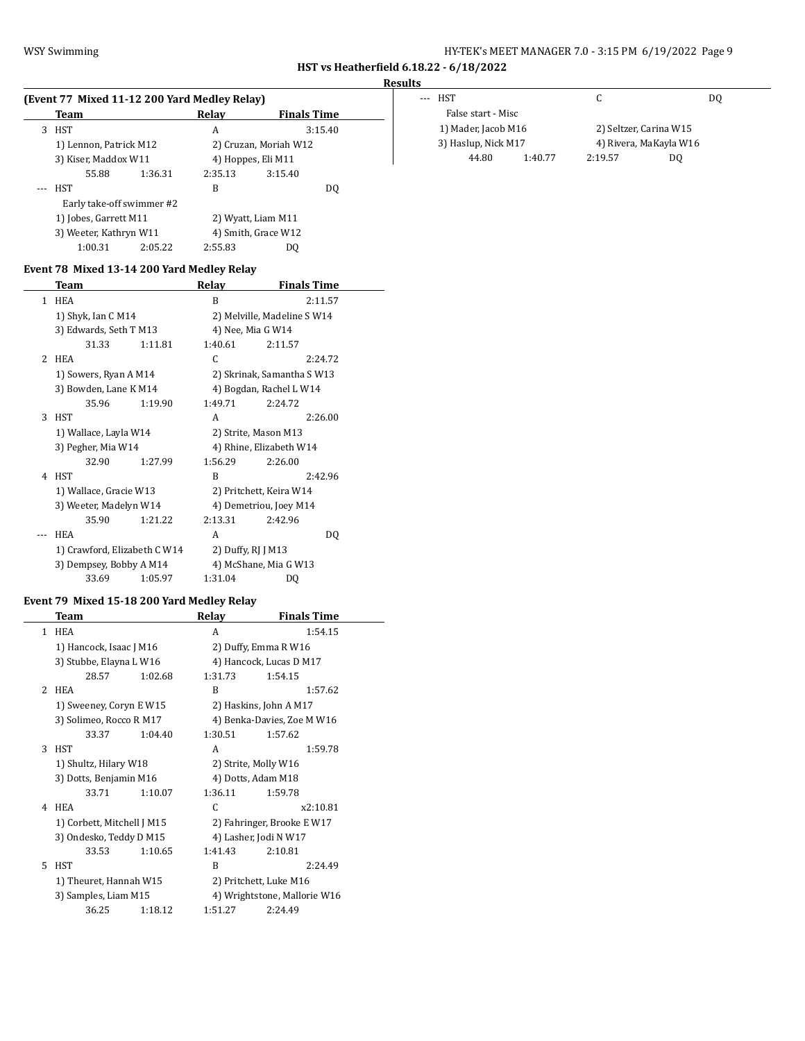## HST vs Heatherfield 6.18.22 - 6/18/2022

### Results

#### (Event 77 Mixed 11-12 200 Yard Medley Relay)

| | Team | Relay | Finals Time |
|---|---|---|---|
| 3 | HST | A | 3:15.40 |
| | 1) Lennon, Patrick M12 | 2) Cruzan, Moriah W12 | |
| | 3) Kiser, Maddox W11 | 4) Hoppes, Eli M11 | |
| | 55.88 1:36.31 | 2:35.13 | 3:15.40 |
| --- | HST | B | DQ |
| | Early take-off swimmer #2 | | |
| | 1) Jobes, Garrett M11 | 2) Wyatt, Liam M11 | |
| | 3) Weeter, Kathryn W11 | 4) Smith, Grace W12 | |
| | 1:00.31 2:05.22 | 2:55.83 | DQ |

#### Event 78 Mixed 13-14 200 Yard Medley Relay

| | Team | Relay | Finals Time |
|---|---|---|---|
| 1 | HEA | B | 2:11.57 |
| | 1) Shyk, Ian C M14 | 2) Melville, Madeline S W14 | |
| | 3) Edwards, Seth T M13 | 4) Nee, Mia G W14 | |
| | 31.33 1:11.81 | 1:40.61 | 2:11.57 |
| 2 | HEA | C | 2:24.72 |
| | 1) Sowers, Ryan A M14 | 2) Skrinak, Samantha S W13 | |
| | 3) Bowden, Lane K M14 | 4) Bogdan, Rachel L W14 | |
| | 35.96 1:19.90 | 1:49.71 | 2:24.72 |
| 3 | HST | A | 2:26.00 |
| | 1) Wallace, Layla W14 | 2) Strite, Mason M13 | |
| | 3) Pegher, Mia W14 | 4) Rhine, Elizabeth W14 | |
| | 32.90 1:27.99 | 1:56.29 | 2:26.00 |
| 4 | HST | B | 2:42.96 |
| | 1) Wallace, Gracie W13 | 2) Pritchett, Keira W14 | |
| | 3) Weeter, Madelyn W14 | 4) Demetriou, Joey M14 | |
| | 35.90 1:21.22 | 2:13.31 | 2:42.96 |
| --- | HEA | A | DQ |
| | 1) Crawford, Elizabeth C W14 | 2) Duffy, RJ J M13 | |
| | 3) Dempsey, Bobby A M14 | 4) McShane, Mia G W13 | |
| | 33.69 1:05.97 | 1:31.04 | DQ |

#### Event 79 Mixed 15-18 200 Yard Medley Relay

| | Team | Relay | Finals Time |
|---|---|---|---|
| 1 | HEA | A | 1:54.15 |
| | 1) Hancock, Isaac J M16 | 2) Duffy, Emma R W16 | |
| | 3) Stubbe, Elayna L W16 | 4) Hancock, Lucas D M17 | |
| | 28.57 1:02.68 | 1:31.73 | 1:54.15 |
| 2 | HEA | B | 1:57.62 |
| | 1) Sweeney, Coryn E W15 | 2) Haskins, John A M17 | |
| | 3) Solimeo, Rocco R M17 | 4) Benka-Davies, Zoe M W16 | |
| | 33.37 1:04.40 | 1:30.51 | 1:57.62 |
| 3 | HST | A | 1:59.78 |
| | 1) Shultz, Hilary W18 | 2) Strite, Molly W16 | |
| | 3) Dotts, Benjamin M16 | 4) Dotts, Adam M18 | |
| | 33.71 1:10.07 | 1:36.11 | 1:59.78 |
| 4 | HEA | C | x2:10.81 |
| | 1) Corbett, Mitchell J M15 | 2) Fahringer, Brooke E W17 | |
| | 3) Ondesko, Teddy D M15 | 4) Lasher, Jodi N W17 | |
| | 33.53 1:10.65 | 1:41.43 | 2:10.81 |
| 5 | HST | B | 2:24.49 |
| | 1) Theuret, Hannah W15 | 2) Pritchett, Luke M16 | |
| | 3) Samples, Liam M15 | 4) Wrightstone, Mallorie W16 | |
| | 36.25 1:18.12 | 1:51.27 | 2:24.49 |
| --- | HST | C | DQ |
| | False start - Misc | | |
| | 1) Mader, Jacob M16 | 2) Seltzer, Carina W15 | |
| | 3) Haslup, Nick M17 | 4) Rivera, MaKayla W16 | |
| | 44.80 1:40.77 | 2:19.57 | DQ |